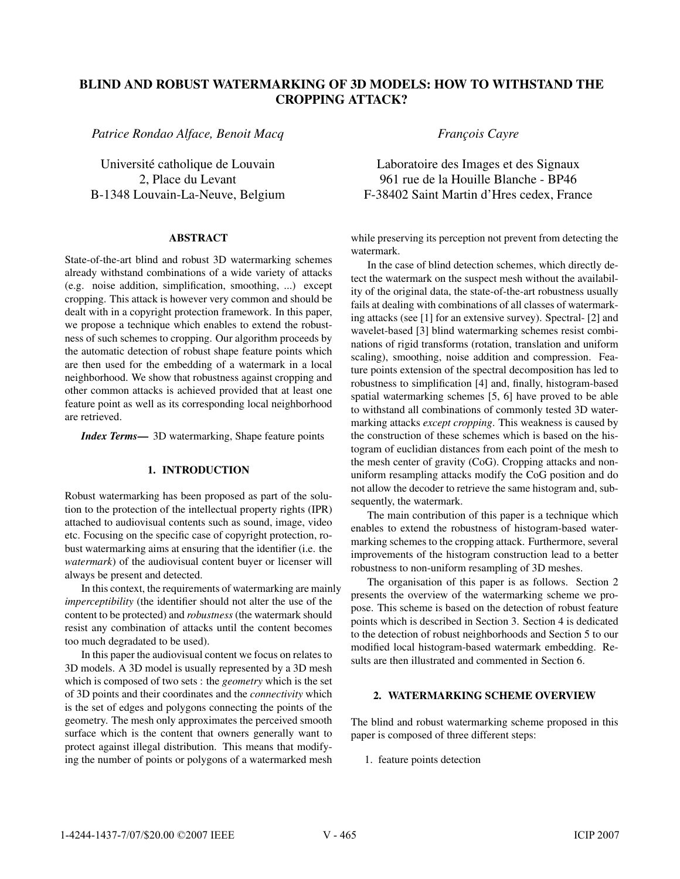# BLIND AND ROBUST WATERMARKING OF 3D MODELS: HOW TO WITHSTAND THE CROPPING ATTACK?

*Patrice Rondao Alface, Benoit Macq*

Université catholique de Louvain
2, Place du Levant
B-1348 Louvain-La-Neuve, Belgium

*François Cayre*

Laboratoire des Images et des Signaux
961 rue de la Houille Blanche - BP46
F-38402 Saint Martin d'Hres cedex, France

## ABSTRACT

State-of-the-art blind and robust 3D watermarking schemes already withstand combinations of a wide variety of attacks (e.g. noise addition, simplification, smoothing, ...) except cropping. This attack is however very common and should be dealt with in a copyright protection framework. In this paper, we propose a technique which enables to extend the robustness of such schemes to cropping. Our algorithm proceeds by the automatic detection of robust shape feature points which are then used for the embedding of a watermark in a local neighborhood. We show that robustness against cropping and other common attacks is achieved provided that at least one feature point as well as its corresponding local neighborhood are retrieved.

***Index Terms*—** 3D watermarking, Shape feature points

## 1. INTRODUCTION

Robust watermarking has been proposed as part of the solution to the protection of the intellectual property rights (IPR) attached to audiovisual contents such as sound, image, video etc. Focusing on the specific case of copyright protection, robust watermarking aims at ensuring that the identifier (i.e. the *watermark*) of the audiovisual content buyer or licenser will always be present and detected.

In this context, the requirements of watermarking are mainly *imperceptibility* (the identifier should not alter the use of the content to be protected) and *robustness* (the watermark should resist any combination of attacks until the content becomes too much degradated to be used).

In this paper the audiovisual content we focus on relates to 3D models. A 3D model is usually represented by a 3D mesh which is composed of two sets : the *geometry* which is the set of 3D points and their coordinates and the *connectivity* which is the set of edges and polygons connecting the points of the geometry. The mesh only approximates the perceived smooth surface which is the content that owners generally want to protect against illegal distribution. This means that modifying the number of points or polygons of a watermarked mesh while preserving its perception not prevent from detecting the watermark.

In the case of blind detection schemes, which directly detect the watermark on the suspect mesh without the availability of the original data, the state-of-the-art robustness usually fails at dealing with combinations of all classes of watermarking attacks (see [1] for an extensive survey). Spectral- [2] and wavelet-based [3] blind watermarking schemes resist combinations of rigid transforms (rotation, translation and uniform scaling), smoothing, noise addition and compression. Feature points extension of the spectral decomposition has led to robustness to simplification [4] and, finally, histogram-based spatial watermarking schemes [5, 6] have proved to be able to withstand all combinations of commonly tested 3D watermarking attacks *except cropping*. This weakness is caused by the construction of these schemes which is based on the histogram of euclidian distances from each point of the mesh to the mesh center of gravity (CoG). Cropping attacks and non-uniform resampling attacks modify the CoG position and do not allow the decoder to retrieve the same histogram and, subsequently, the watermark.

The main contribution of this paper is a technique which enables to extend the robustness of histogram-based watermarking schemes to the cropping attack. Furthermore, several improvements of the histogram construction lead to a better robustness to non-uniform resampling of 3D meshes.

The organisation of this paper is as follows. Section 2 presents the overview of the watermarking scheme we propose. This scheme is based on the detection of robust feature points which is described in Section 3. Section 4 is dedicated to the detection of robust neighborhoods and Section 5 to our modified local histogram-based watermark embedding. Results are then illustrated and commented in Section 6.

## 2. WATERMARKING SCHEME OVERVIEW

The blind and robust watermarking scheme proposed in this paper is composed of three different steps:

1. feature points detection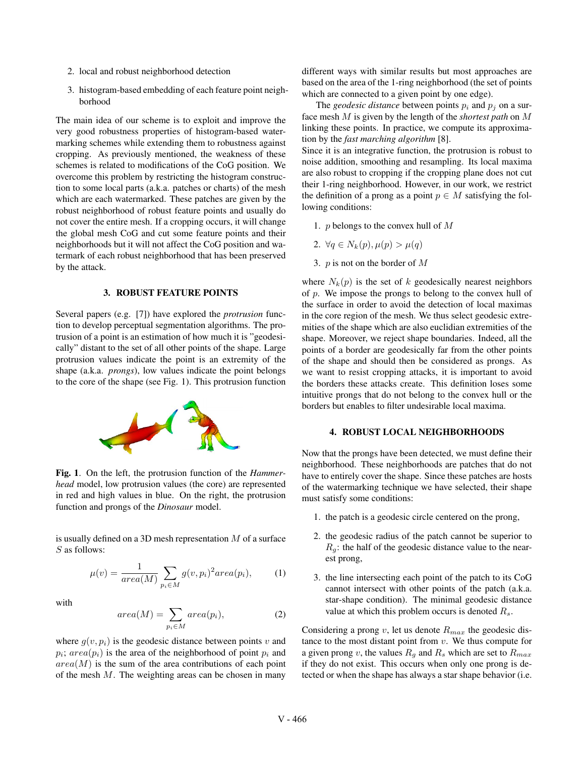2. local and robust neighborhood detection
3. histogram-based embedding of each feature point neighborhood

The main idea of our scheme is to exploit and improve the very good robustness properties of histogram-based watermarking schemes while extending them to robustness against cropping. As previously mentioned, the weakness of these schemes is related to modifications of the CoG position. We overcome this problem by restricting the histogram construction to some local parts (a.k.a. patches or charts) of the mesh which are each watermarked. These patches are given by the robust neighborhood of robust feature points and usually do not cover the entire mesh. If a cropping occurs, it will change the global mesh CoG and cut some feature points and their neighborhoods but it will not affect the CoG position and watermark of each robust neighborhood that has been preserved by the attack.

## 3. ROBUST FEATURE POINTS

Several papers (e.g. [7]) have explored the *protrusion* function to develop perceptual segmentation algorithms. The protrusion of a point is an estimation of how much it is "geodesically" distant to the set of all other points of the shape. Large protrusion values indicate the point is an extremity of the shape (a.k.a. *prongs*), low values indicate the point belongs to the core of the shape (see Fig. 1). This protrusion function

**Fig. 1**. On the left, the protrusion function of the *Hammerhead* model, low protrusion values (the core) are represented in red and high values in blue. On the right, the protrusion function and prongs of the *Dinosaur* model.

is usually defined on a 3D mesh representation $M$ of a surface $S$ as follows:

$$\mu(v) = \frac{1}{area(M)} \sum_{p_i \in M} g(v, p_i)^2 area(p_i), \tag{1}$$

with

$$area(M) = \sum_{p_i \in M} area(p_i), \tag{2}$$

where $g(v, p_i)$ is the geodesic distance between points $v$ and $p_i$; $area(p_i)$ is the area of the neighborhood of point $p_i$ and $area(M)$ is the sum of the area contributions of each point of the mesh $M$. The weighting areas can be chosen in many different ways with similar results but most approaches are based on the area of the 1-ring neighborhood (the set of points which are connected to a given point by one edge).

The *geodesic distance* between points $p_i$ and $p_j$ on a surface mesh $M$ is given by the length of the *shortest path* on $M$ linking these points. In practice, we compute its approximation by the *fast marching algorithm* [8].

Since it is an integrative function, the protrusion is robust to noise addition, smoothing and resampling. Its local maxima are also robust to cropping if the cropping plane does not cut their 1-ring neighborhood. However, in our work, we restrict the definition of a prong as a point $p \in M$ satisfying the following conditions:

1. $p$ belongs to the convex hull of $M$
2. $\forall q \in N_k(p), \mu(p) > \mu(q)$
3. $p$ is not on the border of $M$

where $N_k(p)$ is the set of $k$ geodesically nearest neighbors of $p$. We impose the prongs to belong to the convex hull of the surface in order to avoid the detection of local maximas in the core region of the mesh. We thus select geodesic extremities of the shape which are also euclidian extremities of the shape. Moreover, we reject shape boundaries. Indeed, all the points of a border are geodesically far from the other points of the shape and should then be considered as prongs. As we want to resist cropping attacks, it is important to avoid the borders these attacks create. This definition loses some intuitive prongs that do not belong to the convex hull or the borders but enables to filter undesirable local maxima.

## 4. ROBUST LOCAL NEIGHBORHOODS

Now that the prongs have been detected, we must define their neighborhood. These neighborhoods are patches that do not have to entirely cover the shape. Since these patches are hosts of the watermarking technique we have selected, their shape must satisfy some conditions:

1. the patch is a geodesic circle centered on the prong,
2. the geodesic radius of the patch cannot be superior to $R_g$: the half of the geodesic distance value to the nearest prong,
3. the line intersecting each point of the patch to its CoG cannot intersect with other points of the patch (a.k.a. star-shape condition). The minimal geodesic distance value at which this problem occurs is denoted $R_s$.

Considering a prong $v$, let us denote $R_{max}$ the geodesic distance to the most distant point from $v$. We thus compute for a given prong $v$, the values $R_g$ and $R_s$ which are set to $R_{max}$ if they do not exist. This occurs when only one prong is detected or when the shape has always a star shape behavior (i.e.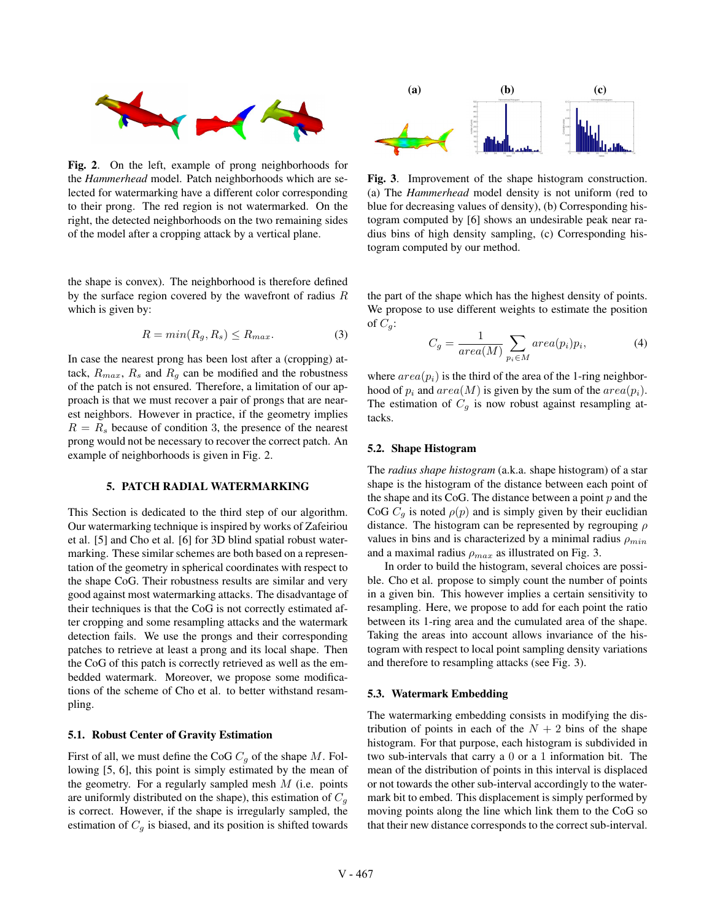**Fig. 2**. On the left, example of prong neighborhoods for the *Hammerhead* model. Patch neighborhoods which are selected for watermarking have a different color corresponding to their prong. The red region is not watermarked. On the right, the detected neighborhoods on the two remaining sides of the model after a cropping attack by a vertical plane.

**Fig. 3**. Improvement of the shape histogram construction. (a) The *Hammerhead* model density is not uniform (red to blue for decreasing values of density), (b) Corresponding histogram computed by [6] shows an undesirable peak near radius bins of high density sampling, (c) Corresponding histogram computed by our method.

the shape is convex). The neighborhood is therefore defined by the surface region covered by the wavefront of radius $R$ which is given by:

$$R = min(R_g, R_s) \leq R_{max}. \tag{3}$$

In case the nearest prong has been lost after a (cropping) attack, $R_{max}$, $R_s$ and $R_g$ can be modified and the robustness of the patch is not ensured. Therefore, a limitation of our approach is that we must recover a pair of prongs that are nearest neighbors. However in practice, if the geometry implies $R = R_s$ because of condition 3, the presence of the nearest prong would not be necessary to recover the correct patch. An example of neighborhoods is given in Fig. 2.

## 5. PATCH RADIAL WATERMARKING

This Section is dedicated to the third step of our algorithm. Our watermarking technique is inspired by works of Zafeiriou et al. [5] and Cho et al. [6] for 3D blind spatial robust watermarking. These similar schemes are both based on a representation of the geometry in spherical coordinates with respect to the shape CoG. Their robustness results are similar and very good against most watermarking attacks. The disadvantage of their techniques is that the CoG is not correctly estimated after cropping and some resampling attacks and the watermark detection fails. We use the prongs and their corresponding patches to retrieve at least a prong and its local shape. Then the CoG of this patch is correctly retrieved as well as the embedded watermark. Moreover, we propose some modifications of the scheme of Cho et al. to better withstand resampling.

### 5.1. Robust Center of Gravity Estimation

First of all, we must define the CoG $C_g$ of the shape $M$. Following [5, 6], this point is simply estimated by the mean of the geometry. For a regularly sampled mesh $M$ (i.e. points are uniformly distributed on the shape), this estimation of $C_g$ is correct. However, if the shape is irregularly sampled, the estimation of $C_g$ is biased, and its position is shifted towards the part of the shape which has the highest density of points. We propose to use different weights to estimate the position of $C_g$:

$$C_g = \frac{1}{area(M)} \sum_{p_i \in M} area(p_i) p_i, \tag{4}$$

where $area(p_i)$ is the third of the area of the 1-ring neighborhood of $p_i$ and $area(M)$ is given by the sum of the $area(p_i)$. The estimation of $C_g$ is now robust against resampling attacks.

### 5.2. Shape Histogram

The *radius shape histogram* (a.k.a. shape histogram) of a star shape is the histogram of the distance between each point of the shape and its CoG. The distance between a point $p$ and the CoG $C_g$ is noted $\rho(p)$ and is simply given by their euclidian distance. The histogram can be represented by regrouping $\rho$ values in bins and is characterized by a minimal radius $\rho_{min}$ and a maximal radius $\rho_{max}$ as illustrated on Fig. 3.

In order to build the histogram, several choices are possible. Cho et al. propose to simply count the number of points in a given bin. This however implies a certain sensitivity to resampling. Here, we propose to add for each point the ratio between its 1-ring area and the cumulated area of the shape. Taking the areas into account allows invariance of the histogram with respect to local point sampling density variations and therefore to resampling attacks (see Fig. 3).

### 5.3. Watermark Embedding

The watermarking embedding consists in modifying the distribution of points in each of the $N + 2$ bins of the shape histogram. For that purpose, each histogram is subdivided in two sub-intervals that carry a 0 or a 1 information bit. The mean of the distribution of points in this interval is displaced or not towards the other sub-interval accordingly to the watermark bit to embed. This displacement is simply performed by moving points along the line which link them to the CoG so that their new distance corresponds to the correct sub-interval.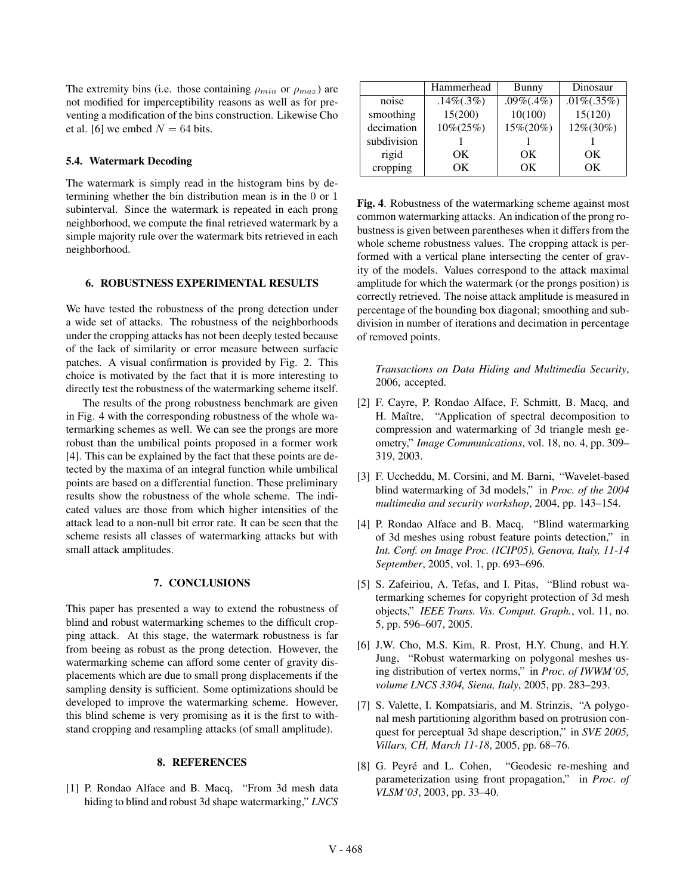The extremity bins (i.e. those containing $\rho_{min}$ or $\rho_{max}$) are not modified for imperceptibility reasons as well as for preventing a modification of the bins construction. Likewise Cho et al. [6] we embed $N = 64$ bits.

### 5.4. Watermark Decoding

The watermark is simply read in the histogram bins by determining whether the bin distribution mean is in the 0 or 1 subinterval. Since the watermark is repeated in each prong neighborhood, we compute the final retrieved watermark by a simple majority rule over the watermark bits retrieved in each neighborhood.

## 6. ROBUSTNESS EXPERIMENTAL RESULTS

We have tested the robustness of the prong detection under a wide set of attacks. The robustness of the neighborhoods under the cropping attacks has not been deeply tested because of the lack of similarity or error measure between surfacic patches. A visual confirmation is provided by Fig. 2. This choice is motivated by the fact that it is more interesting to directly test the robustness of the watermarking scheme itself.

The results of the prong robustness benchmark are given in Fig. 4 with the corresponding robustness of the whole watermarking schemes as well. We can see the prongs are more robust than the umbilical points proposed in a former work [4]. This can be explained by the fact that these points are detected by the maxima of an integral function while umbilical points are based on a differential function. These preliminary results show the robustness of the whole scheme. The indicated values are those from which higher intensities of the attack lead to a non-null bit error rate. It can be seen that the scheme resists all classes of watermarking attacks but with small attack amplitudes.

| | Hammerhead | Bunny | Dinosaur |
|---|---|---|---|
| noise | .14%(.3%) | .09%(.4%) | .01%(.35%) |
| smoothing | 15(200) | 10(100) | 15(120) |
| decimation | 10%(25%) | 15%(20%) | 12%(30%) |
| subdivision | 1 | 1 | 1 |
| rigid | OK | OK | OK |
| cropping | OK | OK | OK |

**Fig. 4**. Robustness of the watermarking scheme against most common watermarking attacks. An indication of the prong robustness is given between parentheses when it differs from the whole scheme robustness values. The cropping attack is performed with a vertical plane intersecting the center of gravity of the models. Values correspond to the attack maximal amplitude for which the watermark (or the prongs position) is correctly retrieved. The noise attack amplitude is measured in percentage of the bounding box diagonal; smoothing and subdivision in number of iterations and decimation in percentage of removed points.

## 7. CONCLUSIONS

This paper has presented a way to extend the robustness of blind and robust watermarking schemes to the difficult cropping attack. At this stage, the watermark robustness is far from beeing as robust as the prong detection. However, the watermarking scheme can afford some center of gravity displacements which are due to small prong displacements if the sampling density is sufficient. Some optimizations should be developed to improve the watermarking scheme. However, this blind scheme is very promising as it is the first to withstand cropping and resampling attacks (of small amplitude).

## 8. REFERENCES

[1] P. Rondao Alface and B. Macq, "From 3d mesh data hiding to blind and robust 3d shape watermarking," *LNCS Transactions on Data Hiding and Multimedia Security*, 2006, accepted.

[2] F. Cayre, P. Rondao Alface, F. Schmitt, B. Macq, and H. Maître, "Application of spectral decomposition to compression and watermarking of 3d triangle mesh geometry," *Image Communications*, vol. 18, no. 4, pp. 309–319, 2003.

[3] F. Uccheddu, M. Corsini, and M. Barni, "Wavelet-based blind watermarking of 3d models," in *Proc. of the 2004 multimedia and security workshop*, 2004, pp. 143–154.

[4] P. Rondao Alface and B. Macq, "Blind watermarking of 3d meshes using robust feature points detection," in *Int. Conf. on Image Proc. (ICIP05), Genova, Italy, 11-14 September*, 2005, vol. 1, pp. 693–696.

[5] S. Zafeiriou, A. Tefas, and I. Pitas, "Blind robust watermarking schemes for copyright protection of 3d mesh objects," *IEEE Trans. Vis. Comput. Graph.*, vol. 11, no. 5, pp. 596–607, 2005.

[6] J.W. Cho, M.S. Kim, R. Prost, H.Y. Chung, and H.Y. Jung, "Robust watermarking on polygonal meshes using distribution of vertex norms," in *Proc. of IWWM'05, volume LNCS 3304, Siena, Italy*, 2005, pp. 283–293.

[7] S. Valette, I. Kompatsiaris, and M. Strinzis, "A polygonal mesh partitioning algorithm based on protrusion conquest for perceptual 3d shape description," in *SVE 2005, Villars, CH, March 11-18*, 2005, pp. 68–76.

[8] G. Peyré and L. Cohen, "Geodesic re-meshing and parameterization using front propagation," in *Proc. of VLSM'03*, 2003, pp. 33–40.